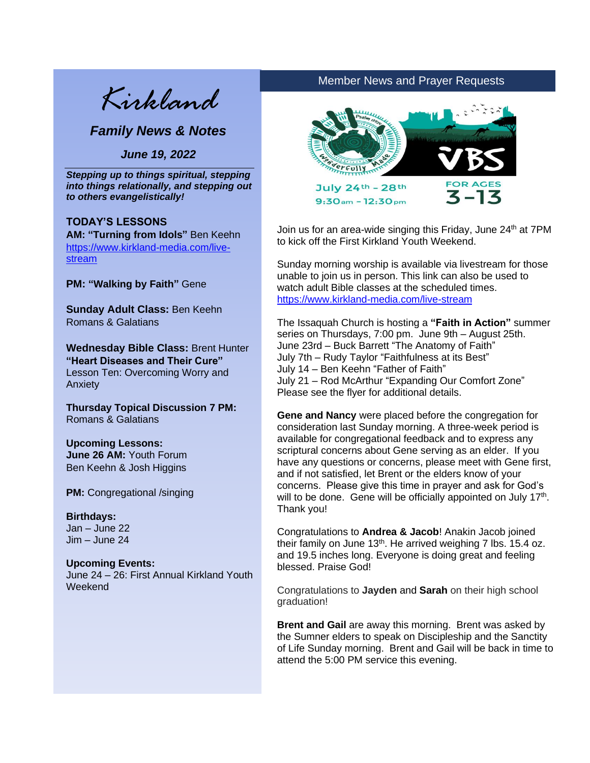# Kirkland

## *Family News & Notes*

***June 19, 2022***

***Stepping up to things spiritual, stepping into things relationally, and stepping out to others evangelistically!***

**TODAY'S LESSONS**

**AM: "Turning from Idols"** Ben Keehn
https://www.kirkland-media.com/live-stream

**PM: "Walking by Faith"** Gene

**Sunday Adult Class:** Ben Keehn
Romans & Galatians

**Wednesday Bible Class:** Brent Hunter
**"Heart Diseases and Their Cure"**
Lesson Ten: Overcoming Worry and Anxiety

**Thursday Topical Discussion 7 PM:**
Romans & Galatians

**Upcoming Lessons:**
**June 26 AM:** Youth Forum
Ben Keehn & Josh Higgins

**PM:** Congregational /singing

**Birthdays:**
Jan – June 22
Jim – June 24

**Upcoming Events:**
June 24 – 26: First Annual Kirkland Youth Weekend

## Member News and Prayer Requests

Psalm 139:14 Wonderfully Made VBS
July 24th – 28th
9:30am – 12:30pm
FOR AGES 3-13

Join us for an area-wide singing this Friday, June 24th at 7PM to kick off the First Kirkland Youth Weekend.

Sunday morning worship is available via livestream for those unable to join us in person. This link can also be used to watch adult Bible classes at the scheduled times.
https://www.kirkland-media.com/live-stream

The Issaquah Church is hosting a **"Faith in Action"** summer series on Thursdays, 7:00 pm. June 9th – August 25th.
June 23rd – Buck Barrett "The Anatomy of Faith"
July 7th – Rudy Taylor "Faithfulness at its Best"
July 14 – Ben Keehn "Father of Faith"
July 21 – Rod McArthur "Expanding Our Comfort Zone"
Please see the flyer for additional details.

**Gene and Nancy** were placed before the congregation for consideration last Sunday morning. A three-week period is available for congregational feedback and to express any scriptural concerns about Gene serving as an elder. If you have any questions or concerns, please meet with Gene first, and if not satisfied, let Brent or the elders know of your concerns. Please give this time in prayer and ask for God's will to be done. Gene will be officially appointed on July 17th. Thank you!

Congratulations to **Andrea & Jacob**! Anakin Jacob joined their family on June 13th. He arrived weighing 7 lbs. 15.4 oz. and 19.5 inches long. Everyone is doing great and feeling blessed. Praise God!

Congratulations to **Jayden** and **Sarah** on their high school graduation!

**Brent and Gail** are away this morning. Brent was asked by the Sumner elders to speak on Discipleship and the Sanctity of Life Sunday morning. Brent and Gail will be back in time to attend the 5:00 PM service this evening.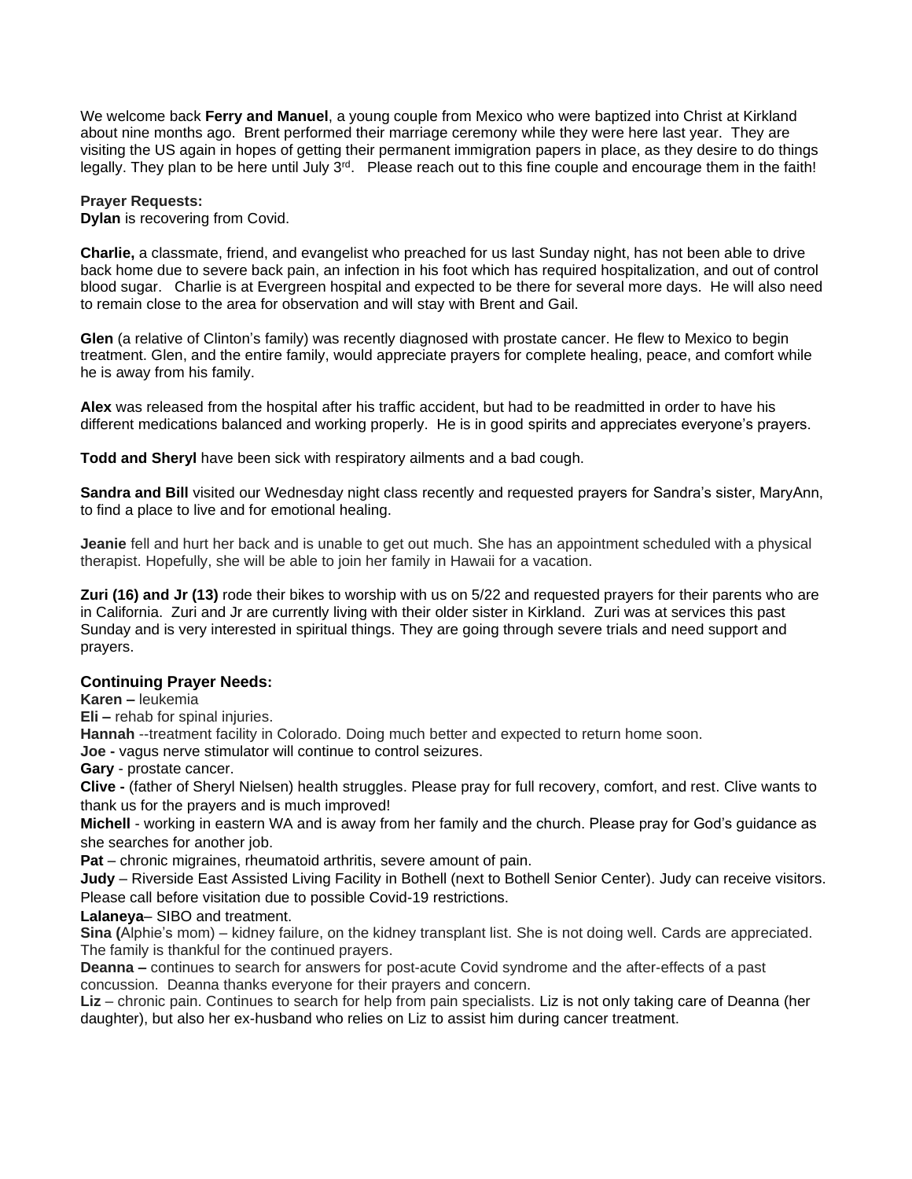We welcome back **Ferry and Manuel**, a young couple from Mexico who were baptized into Christ at Kirkland about nine months ago. Brent performed their marriage ceremony while they were here last year. They are visiting the US again in hopes of getting their permanent immigration papers in place, as they desire to do things legally. They plan to be here until July 3rd. Please reach out to this fine couple and encourage them in the faith!

**Prayer Requests:**

**Dylan** is recovering from Covid.

**Charlie,** a classmate, friend, and evangelist who preached for us last Sunday night, has not been able to drive back home due to severe back pain, an infection in his foot which has required hospitalization, and out of control blood sugar. Charlie is at Evergreen hospital and expected to be there for several more days. He will also need to remain close to the area for observation and will stay with Brent and Gail.

**Glen** (a relative of Clinton's family) was recently diagnosed with prostate cancer. He flew to Mexico to begin treatment. Glen, and the entire family, would appreciate prayers for complete healing, peace, and comfort while he is away from his family.

**Alex** was released from the hospital after his traffic accident, but had to be readmitted in order to have his different medications balanced and working properly. He is in good spirits and appreciates everyone's prayers.

**Todd and Sheryl** have been sick with respiratory ailments and a bad cough.

**Sandra and Bill** visited our Wednesday night class recently and requested prayers for Sandra's sister, MaryAnn, to find a place to live and for emotional healing.

**Jeanie** fell and hurt her back and is unable to get out much. She has an appointment scheduled with a physical therapist. Hopefully, she will be able to join her family in Hawaii for a vacation.

**Zuri (16) and Jr (13)** rode their bikes to worship with us on 5/22 and requested prayers for their parents who are in California. Zuri and Jr are currently living with their older sister in Kirkland. Zuri was at services this past Sunday and is very interested in spiritual things. They are going through severe trials and need support and prayers.

**Continuing Prayer Needs:**

**Karen –** leukemia

**Eli –** rehab for spinal injuries.

**Hannah** --treatment facility in Colorado. Doing much better and expected to return home soon.

**Joe -** vagus nerve stimulator will continue to control seizures.

**Gary** - prostate cancer.

**Clive -** (father of Sheryl Nielsen) health struggles. Please pray for full recovery, comfort, and rest. Clive wants to thank us for the prayers and is much improved!

**Michell** - working in eastern WA and is away from her family and the church. Please pray for God's guidance as she searches for another job.

**Pat** – chronic migraines, rheumatoid arthritis, severe amount of pain.

**Judy** – Riverside East Assisted Living Facility in Bothell (next to Bothell Senior Center). Judy can receive visitors. Please call before visitation due to possible Covid-19 restrictions.

**Lalaneya**– SIBO and treatment.

**Sina (**Alphie's mom) – kidney failure, on the kidney transplant list. She is not doing well. Cards are appreciated. The family is thankful for the continued prayers.

**Deanna –** continues to search for answers for post-acute Covid syndrome and the after-effects of a past concussion. Deanna thanks everyone for their prayers and concern.

**Liz** – chronic pain. Continues to search for help from pain specialists. Liz is not only taking care of Deanna (her daughter), but also her ex-husband who relies on Liz to assist him during cancer treatment.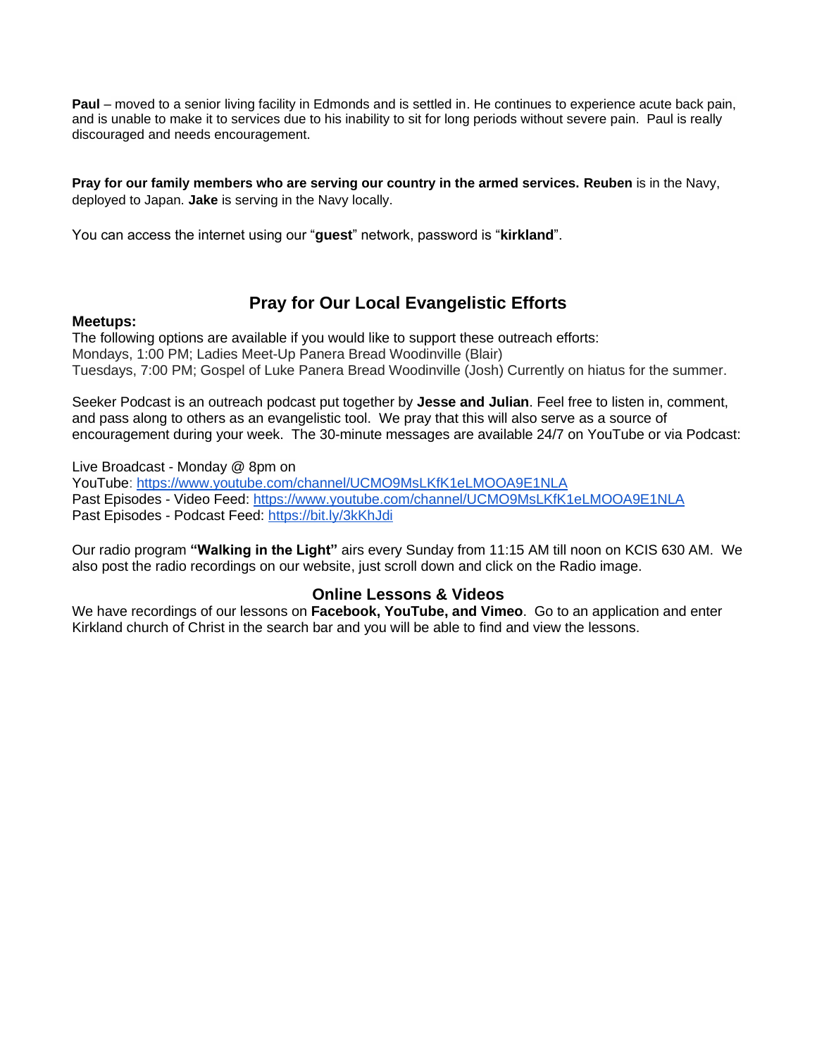**Paul** – moved to a senior living facility in Edmonds and is settled in. He continues to experience acute back pain, and is unable to make it to services due to his inability to sit for long periods without severe pain. Paul is really discouraged and needs encouragement.

**Pray for our family members who are serving our country in the armed services. Reuben** is in the Navy, deployed to Japan. **Jake** is serving in the Navy locally.

You can access the internet using our "**guest**" network, password is "**kirkland**".

## Pray for Our Local Evangelistic Efforts

**Meetups:**
The following options are available if you would like to support these outreach efforts:
Mondays, 1:00 PM; Ladies Meet-Up Panera Bread Woodinville (Blair)
Tuesdays, 7:00 PM; Gospel of Luke Panera Bread Woodinville (Josh) Currently on hiatus for the summer.

Seeker Podcast is an outreach podcast put together by **Jesse and Julian**. Feel free to listen in, comment, and pass along to others as an evangelistic tool. We pray that this will also serve as a source of encouragement during your week. The 30-minute messages are available 24/7 on YouTube or via Podcast:

Live Broadcast - Monday @ 8pm on
YouTube: https://www.youtube.com/channel/UCMO9MsLKfK1eLMOOA9E1NLA
Past Episodes - Video Feed: https://www.youtube.com/channel/UCMO9MsLKfK1eLMOOA9E1NLA
Past Episodes - Podcast Feed: https://bit.ly/3kKhJdi

Our radio program **"Walking in the Light"** airs every Sunday from 11:15 AM till noon on KCIS 630 AM. We also post the radio recordings on our website, just scroll down and click on the Radio image.

### Online Lessons & Videos

We have recordings of our lessons on **Facebook, YouTube, and Vimeo**. Go to an application and enter Kirkland church of Christ in the search bar and you will be able to find and view the lessons.